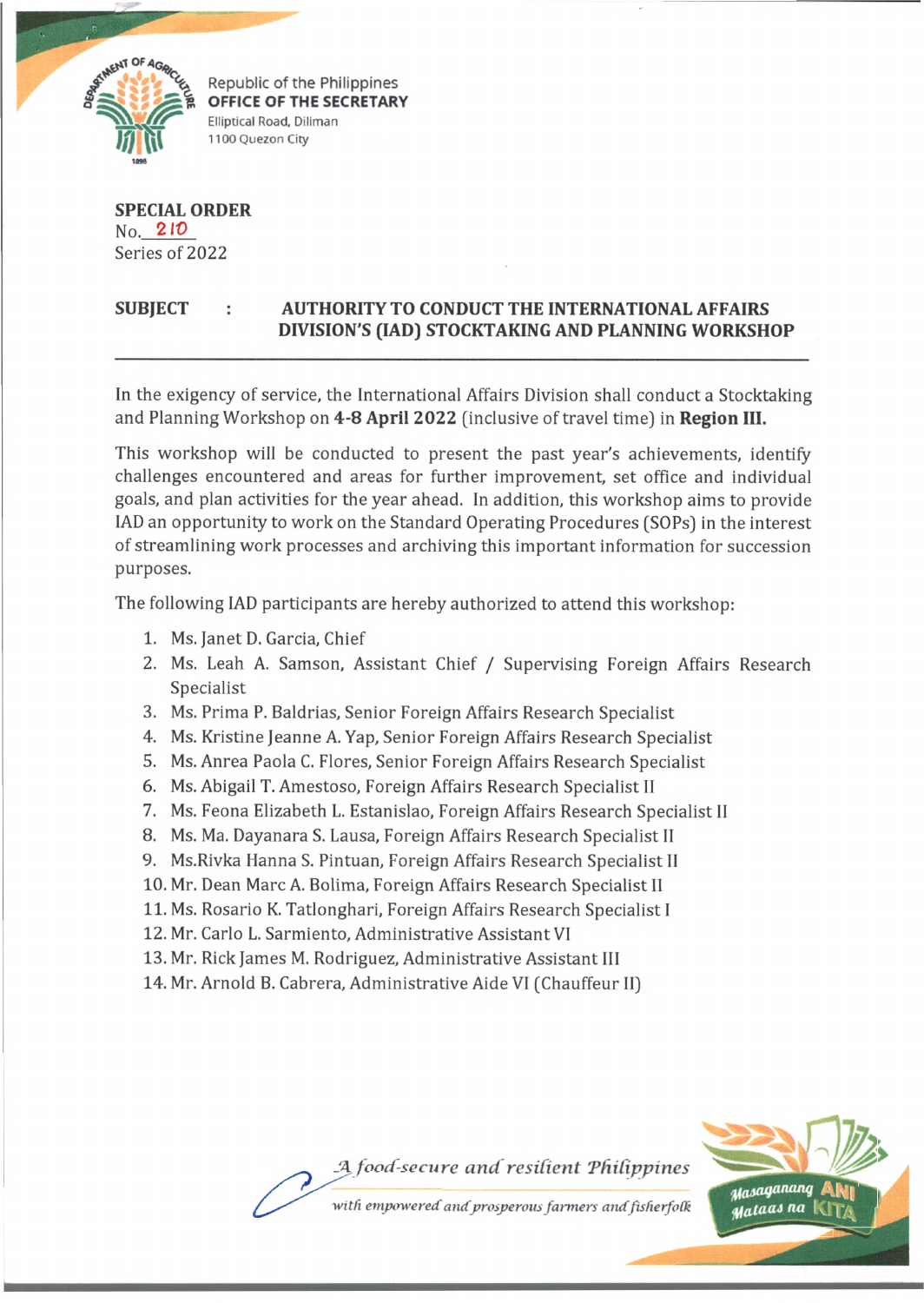Republic of the Philippines
**OFFICE OF THE SECRETARY**
Elliptical Road, Diliman
1100 Quezon City

**SPECIAL ORDER**
No. 210
Series of 2022

**SUBJECT : AUTHORITY TO CONDUCT THE INTERNATIONAL AFFAIRS DIVISION'S (IAD) STOCKTAKING AND PLANNING WORKSHOP**

In the exigency of service, the International Affairs Division shall conduct a Stocktaking and Planning Workshop on **4-8 April 2022** (inclusive of travel time) in **Region III.**

This workshop will be conducted to present the past year's achievements, identify challenges encountered and areas for further improvement, set office and individual goals, and plan activities for the year ahead. In addition, this workshop aims to provide IAD an opportunity to work on the Standard Operating Procedures (SOPs) in the interest of streamlining work processes and archiving this important information for succession purposes.

The following IAD participants are hereby authorized to attend this workshop:

1. Ms. Janet D. Garcia, Chief
2. Ms. Leah A. Samson, Assistant Chief / Supervising Foreign Affairs Research Specialist
3. Ms. Prima P. Baldrias, Senior Foreign Affairs Research Specialist
4. Ms. Kristine Jeanne A. Yap, Senior Foreign Affairs Research Specialist
5. Ms. Anrea Paola C. Flores, Senior Foreign Affairs Research Specialist
6. Ms. Abigail T. Amestoso, Foreign Affairs Research Specialist II
7. Ms. Feona Elizabeth L. Estanislao, Foreign Affairs Research Specialist II
8. Ms. Ma. Dayanara S. Lausa, Foreign Affairs Research Specialist II
9. Ms.Rivka Hanna S. Pintuan, Foreign Affairs Research Specialist II
10. Mr. Dean Marc A. Bolima, Foreign Affairs Research Specialist II
11. Ms. Rosario K. Tatlonghari, Foreign Affairs Research Specialist I
12. Mr. Carlo L. Sarmiento, Administrative Assistant VI
13. Mr. Rick James M. Rodriguez, Administrative Assistant III
14. Mr. Arnold B. Cabrera, Administrative Aide VI (Chauffeur II)

*A food-secure and resilient Philippines*
*with empowered and prosperous farmers and fisherfolk*

Masaganang ANI Mataas na KITA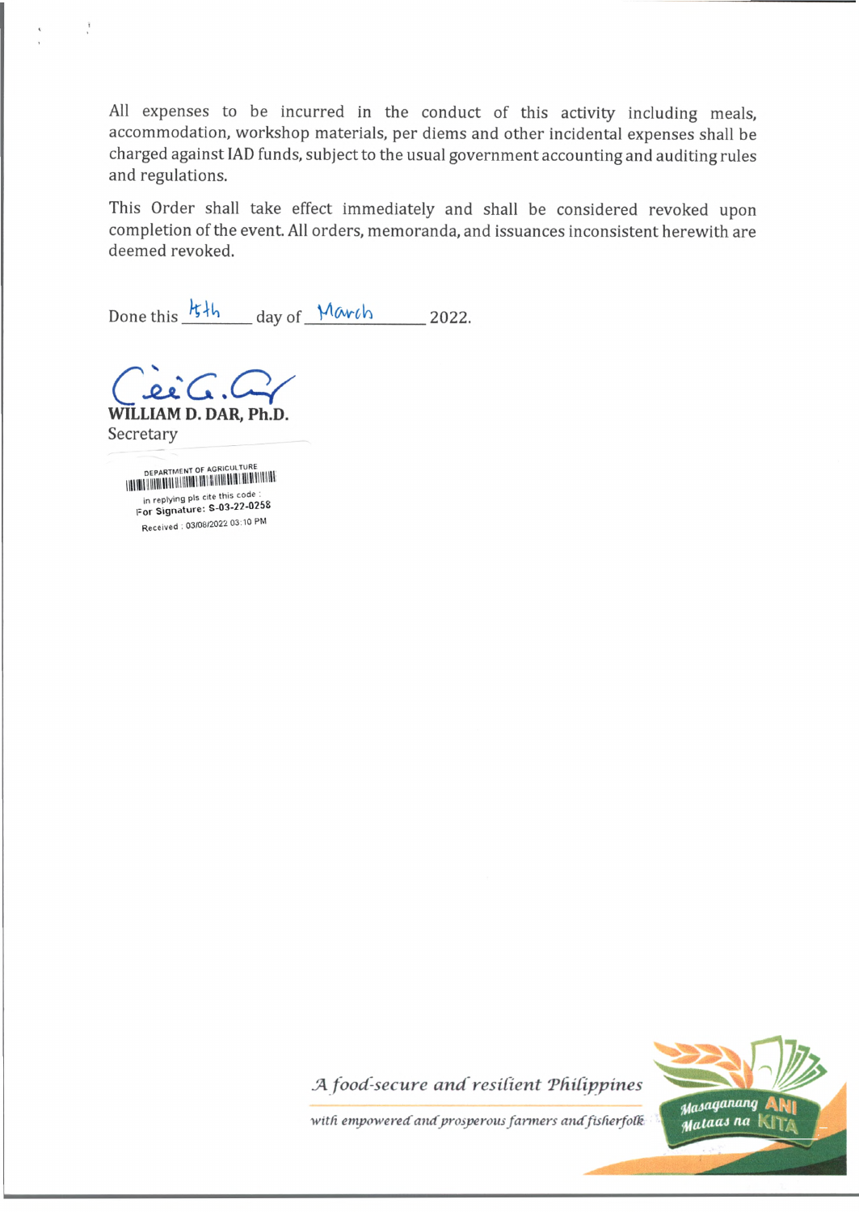All expenses to be incurred in the conduct of this activity including meals, accommodation, workshop materials, per diems and other incidental expenses shall be charged against IAD funds, subject to the usual government accounting and auditing rules and regulations.

This Order shall take effect immediately and shall be considered revoked upon completion of the event. All orders, memoranda, and issuances inconsistent herewith are deemed revoked.

Done this 15th day of March 2022.

**WILLIAM D. DAR, Ph.D.**
Secretary

DEPARTMENT OF AGRICULTURE
in replying pls cite this code :
For Signature: S-03-22-0258
Received : 03/08/2022 03:10 PM

*A food-secure and resilient Philippines with empowered and prosperous farmers and fisherfolk*

Masaganang ANI Mataas na KITA